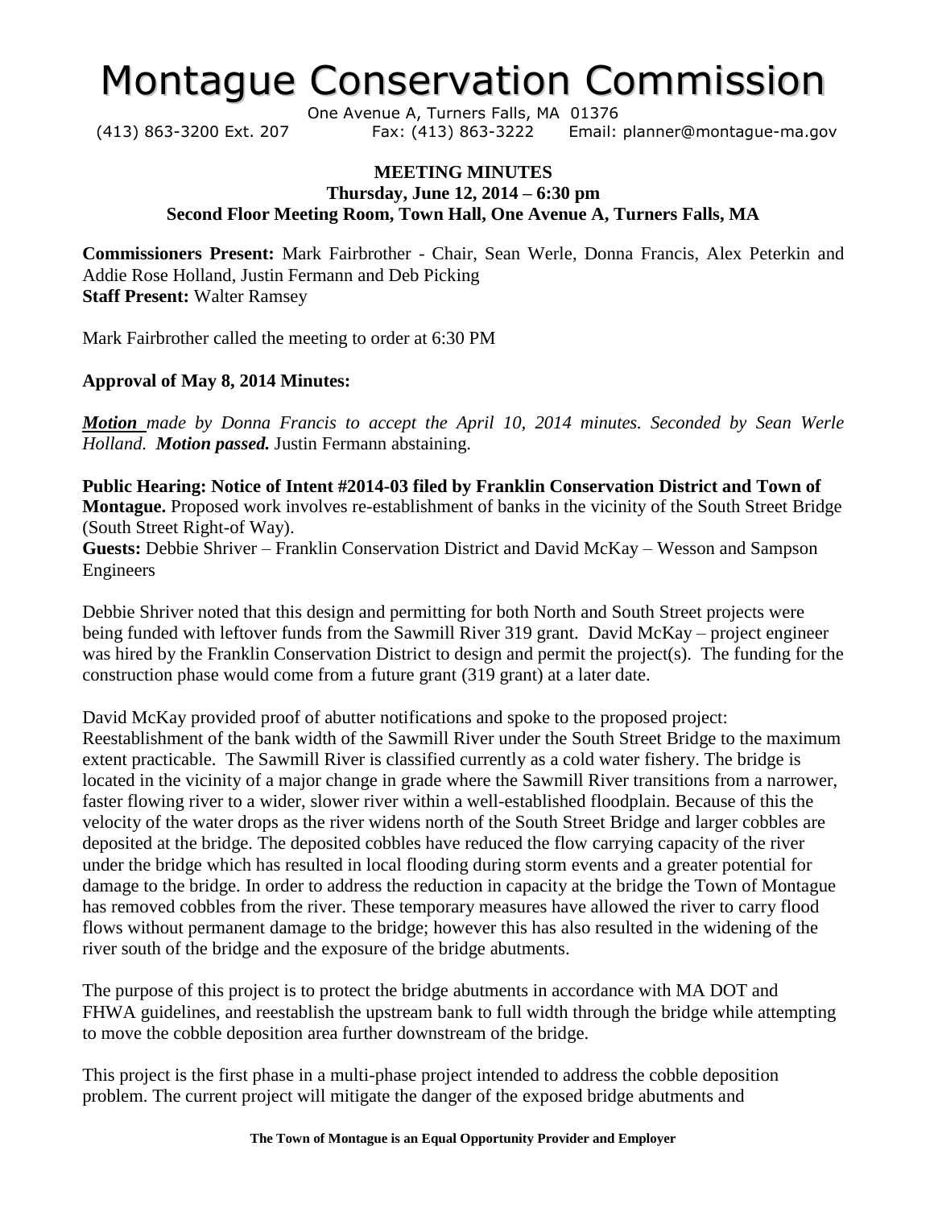# Montague Conservation Commission

One Avenue A, Turners Falls, MA 01376
(413) 863-3200 Ext. 207 Fax: (413) 863-3222 Email: planner@montague-ma.gov

**MEETING MINUTES**
**Thursday, June 12, 2014 – 6:30 pm**
**Second Floor Meeting Room, Town Hall, One Avenue A, Turners Falls, MA**

**Commissioners Present:** Mark Fairbrother - Chair, Sean Werle, Donna Francis, Alex Peterkin and Addie Rose Holland, Justin Fermann and Deb Picking
**Staff Present:** Walter Ramsey

Mark Fairbrother called the meeting to order at 6:30 PM

**Approval of May 8, 2014 Minutes:**

***Motion*** *made by Donna Francis to accept the April 10, 2014 minutes. Seconded by Sean Werle Holland.* ***Motion passed.*** Justin Fermann abstaining.

**Public Hearing: Notice of Intent #2014-03 filed by Franklin Conservation District and Town of Montague.** Proposed work involves re-establishment of banks in the vicinity of the South Street Bridge (South Street Right-of Way).
**Guests:** Debbie Shriver – Franklin Conservation District and David McKay – Wesson and Sampson Engineers

Debbie Shriver noted that this design and permitting for both North and South Street projects were being funded with leftover funds from the Sawmill River 319 grant. David McKay – project engineer was hired by the Franklin Conservation District to design and permit the project(s). The funding for the construction phase would come from a future grant (319 grant) at a later date.

David McKay provided proof of abutter notifications and spoke to the proposed project: Reestablishment of the bank width of the Sawmill River under the South Street Bridge to the maximum extent practicable. The Sawmill River is classified currently as a cold water fishery. The bridge is located in the vicinity of a major change in grade where the Sawmill River transitions from a narrower, faster flowing river to a wider, slower river within a well-established floodplain. Because of this the velocity of the water drops as the river widens north of the South Street Bridge and larger cobbles are deposited at the bridge. The deposited cobbles have reduced the flow carrying capacity of the river under the bridge which has resulted in local flooding during storm events and a greater potential for damage to the bridge. In order to address the reduction in capacity at the bridge the Town of Montague has removed cobbles from the river. These temporary measures have allowed the river to carry flood flows without permanent damage to the bridge; however this has also resulted in the widening of the river south of the bridge and the exposure of the bridge abutments.

The purpose of this project is to protect the bridge abutments in accordance with MA DOT and FHWA guidelines, and reestablish the upstream bank to full width through the bridge while attempting to move the cobble deposition area further downstream of the bridge.

This project is the first phase in a multi-phase project intended to address the cobble deposition problem. The current project will mitigate the danger of the exposed bridge abutments and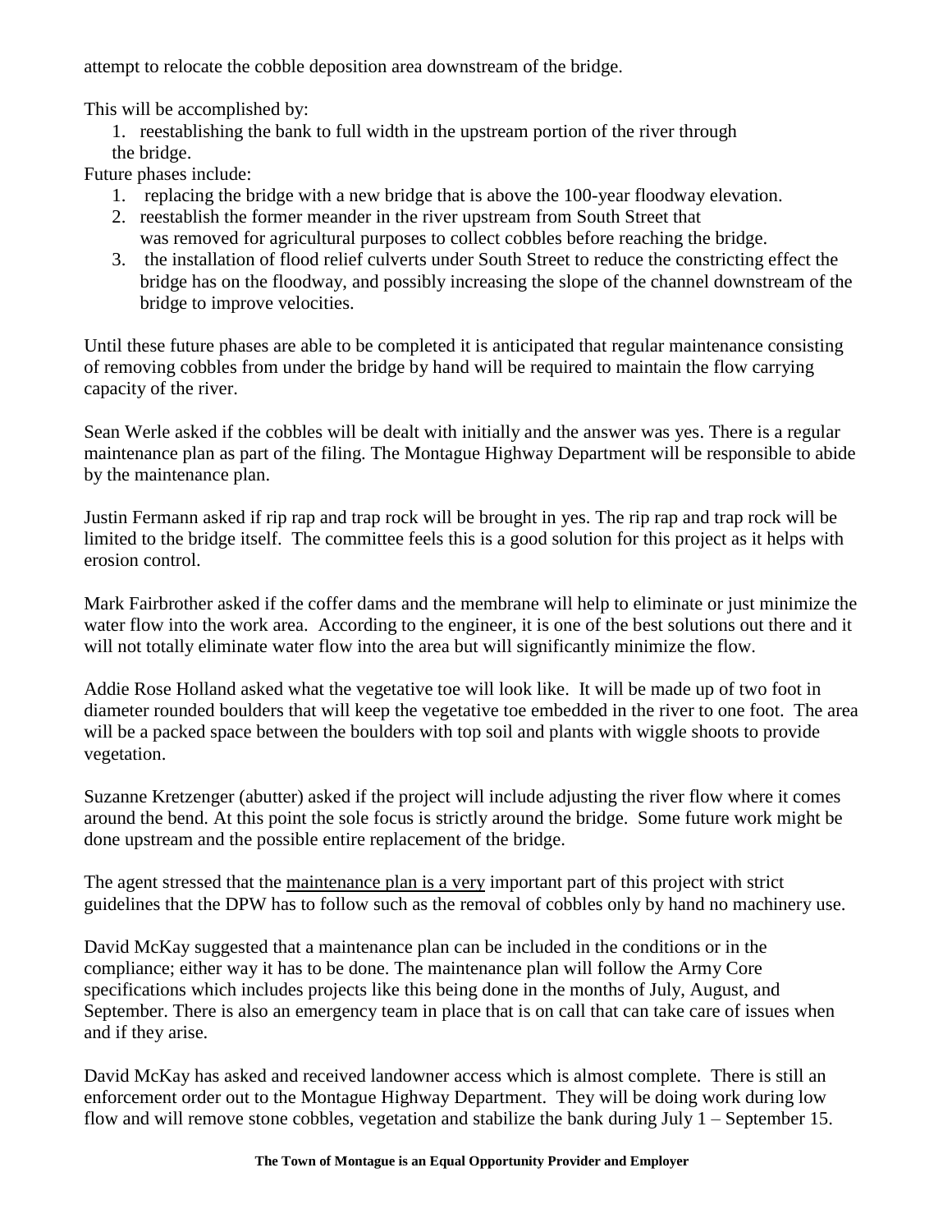attempt to relocate the cobble deposition area downstream of the bridge.

This will be accomplished by:

1. reestablishing the bank to full width in the upstream portion of the river through the bridge.

Future phases include:

1. replacing the bridge with a new bridge that is above the 100-year floodway elevation.
2. reestablish the former meander in the river upstream from South Street that was removed for agricultural purposes to collect cobbles before reaching the bridge.
3. the installation of flood relief culverts under South Street to reduce the constricting effect the bridge has on the floodway, and possibly increasing the slope of the channel downstream of the bridge to improve velocities.

Until these future phases are able to be completed it is anticipated that regular maintenance consisting of removing cobbles from under the bridge by hand will be required to maintain the flow carrying capacity of the river.

Sean Werle asked if the cobbles will be dealt with initially and the answer was yes. There is a regular maintenance plan as part of the filing. The Montague Highway Department will be responsible to abide by the maintenance plan.

Justin Fermann asked if rip rap and trap rock will be brought in yes. The rip rap and trap rock will be limited to the bridge itself. The committee feels this is a good solution for this project as it helps with erosion control.

Mark Fairbrother asked if the coffer dams and the membrane will help to eliminate or just minimize the water flow into the work area. According to the engineer, it is one of the best solutions out there and it will not totally eliminate water flow into the area but will significantly minimize the flow.

Addie Rose Holland asked what the vegetative toe will look like. It will be made up of two foot in diameter rounded boulders that will keep the vegetative toe embedded in the river to one foot. The area will be a packed space between the boulders with top soil and plants with wiggle shoots to provide vegetation.

Suzanne Kretzenger (abutter) asked if the project will include adjusting the river flow where it comes around the bend. At this point the sole focus is strictly around the bridge. Some future work might be done upstream and the possible entire replacement of the bridge.

The agent stressed that the maintenance plan is a very important part of this project with strict guidelines that the DPW has to follow such as the removal of cobbles only by hand no machinery use.

David McKay suggested that a maintenance plan can be included in the conditions or in the compliance; either way it has to be done. The maintenance plan will follow the Army Core specifications which includes projects like this being done in the months of July, August, and September. There is also an emergency team in place that is on call that can take care of issues when and if they arise.

David McKay has asked and received landowner access which is almost complete. There is still an enforcement order out to the Montague Highway Department. They will be doing work during low flow and will remove stone cobbles, vegetation and stabilize the bank during July 1 – September 15.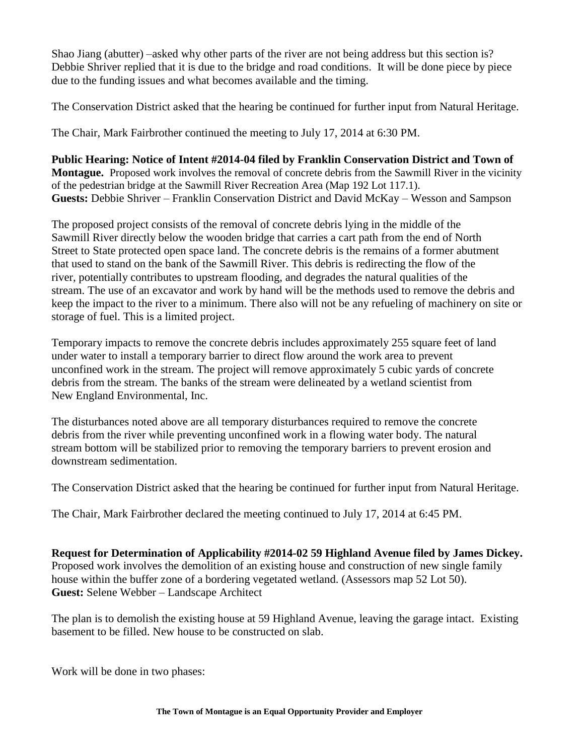Shao Jiang (abutter) –asked why other parts of the river are not being address but this section is? Debbie Shriver replied that it is due to the bridge and road conditions. It will be done piece by piece due to the funding issues and what becomes available and the timing.

The Conservation District asked that the hearing be continued for further input from Natural Heritage.

The Chair, Mark Fairbrother continued the meeting to July 17, 2014 at 6:30 PM.

**Public Hearing: Notice of Intent #2014-04 filed by Franklin Conservation District and Town of Montague.** Proposed work involves the removal of concrete debris from the Sawmill River in the vicinity of the pedestrian bridge at the Sawmill River Recreation Area (Map 192 Lot 117.1).
**Guests:** Debbie Shriver – Franklin Conservation District and David McKay – Wesson and Sampson

The proposed project consists of the removal of concrete debris lying in the middle of the Sawmill River directly below the wooden bridge that carries a cart path from the end of North Street to State protected open space land. The concrete debris is the remains of a former abutment that used to stand on the bank of the Sawmill River. This debris is redirecting the flow of the river, potentially contributes to upstream flooding, and degrades the natural qualities of the stream. The use of an excavator and work by hand will be the methods used to remove the debris and keep the impact to the river to a minimum. There also will not be any refueling of machinery on site or storage of fuel. This is a limited project.

Temporary impacts to remove the concrete debris includes approximately 255 square feet of land under water to install a temporary barrier to direct flow around the work area to prevent unconfined work in the stream. The project will remove approximately 5 cubic yards of concrete debris from the stream. The banks of the stream were delineated by a wetland scientist from New England Environmental, Inc.

The disturbances noted above are all temporary disturbances required to remove the concrete debris from the river while preventing unconfined work in a flowing water body. The natural stream bottom will be stabilized prior to removing the temporary barriers to prevent erosion and downstream sedimentation.

The Conservation District asked that the hearing be continued for further input from Natural Heritage.

The Chair, Mark Fairbrother declared the meeting continued to July 17, 2014 at 6:45 PM.

**Request for Determination of Applicability #2014-02 59 Highland Avenue filed by James Dickey.** Proposed work involves the demolition of an existing house and construction of new single family house within the buffer zone of a bordering vegetated wetland. (Assessors map 52 Lot 50).
**Guest:** Selene Webber – Landscape Architect

The plan is to demolish the existing house at 59 Highland Avenue, leaving the garage intact. Existing basement to be filled. New house to be constructed on slab.

Work will be done in two phases:

**The Town of Montague is an Equal Opportunity Provider and Employer**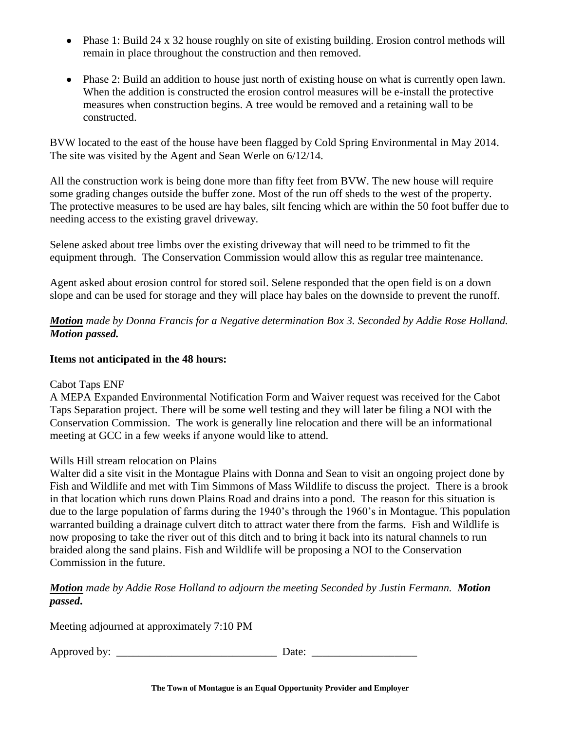- Phase 1: Build 24 x 32 house roughly on site of existing building. Erosion control methods will remain in place throughout the construction and then removed.
- Phase 2: Build an addition to house just north of existing house on what is currently open lawn. When the addition is constructed the erosion control measures will be e-install the protective measures when construction begins. A tree would be removed and a retaining wall to be constructed.

BVW located to the east of the house have been flagged by Cold Spring Environmental in May 2014. The site was visited by the Agent and Sean Werle on 6/12/14.

All the construction work is being done more than fifty feet from BVW. The new house will require some grading changes outside the buffer zone. Most of the run off sheds to the west of the property. The protective measures to be used are hay bales, silt fencing which are within the 50 foot buffer due to needing access to the existing gravel driveway.

Selene asked about tree limbs over the existing driveway that will need to be trimmed to fit the equipment through. The Conservation Commission would allow this as regular tree maintenance.

Agent asked about erosion control for stored soil. Selene responded that the open field is on a down slope and can be used for storage and they will place hay bales on the downside to prevent the runoff.

***Motion*** *made by Donna Francis for a Negative determination Box 3. Seconded by Addie Rose Holland.* ***Motion passed.***

**Items not anticipated in the 48 hours:**

Cabot Taps ENF
A MEPA Expanded Environmental Notification Form and Waiver request was received for the Cabot Taps Separation project. There will be some well testing and they will later be filing a NOI with the Conservation Commission. The work is generally line relocation and there will be an informational meeting at GCC in a few weeks if anyone would like to attend.

Wills Hill stream relocation on Plains
Walter did a site visit in the Montague Plains with Donna and Sean to visit an ongoing project done by Fish and Wildlife and met with Tim Simmons of Mass Wildlife to discuss the project. There is a brook in that location which runs down Plains Road and drains into a pond. The reason for this situation is due to the large population of farms during the 1940's through the 1960's in Montague. This population warranted building a drainage culvert ditch to attract water there from the farms. Fish and Wildlife is now proposing to take the river out of this ditch and to bring it back into its natural channels to run braided along the sand plains. Fish and Wildlife will be proposing a NOI to the Conservation Commission in the future.

***Motion*** *made by Addie Rose Holland to adjourn the meeting Seconded by Justin Fermann.* ***Motion passed.***

Meeting adjourned at approximately 7:10 PM

Approved by: _____________________________ Date: ___________________

**The Town of Montague is an Equal Opportunity Provider and Employer**